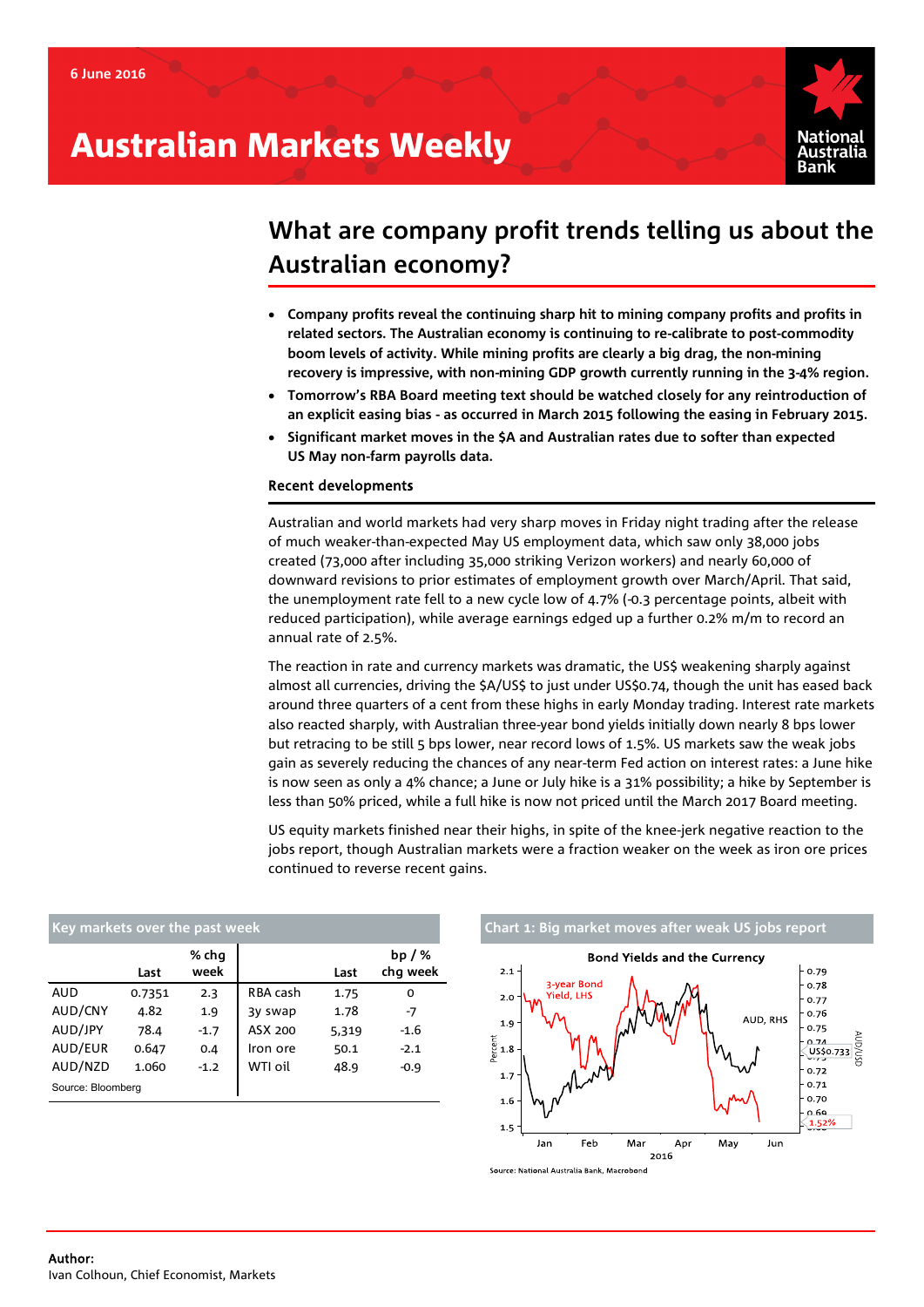6 June 2016

# Australian Markets Weekly

## What are company profit trends telling us about the Australian economy?

- **Company profits reveal the continuing sharp hit to mining company profits and profits in related sectors. The Australian economy is continuing to re-calibrate to post-commodity boom levels of activity. While mining profits are clearly a big drag, the non-mining recovery is impressive, with non-mining GDP growth currently running in the 3-4% region.**
- **Tomorrow's RBA Board meeting text should be watched closely for any reintroduction of an explicit easing bias - as occurred in March 2015 following the easing in February 2015.**
- **Significant market moves in the $A and Australian rates due to softer than expected US May non-farm payrolls data.**

### Recent developments

Australian and world markets had very sharp moves in Friday night trading after the release of much weaker-than-expected May US employment data, which saw only 38,000 jobs created (73,000 after including 35,000 striking Verizon workers) and nearly 60,000 of downward revisions to prior estimates of employment growth over March/April. That said, the unemployment rate fell to a new cycle low of 4.7% (-0.3 percentage points, albeit with reduced participation), while average earnings edged up a further 0.2% m/m to record an annual rate of 2.5%.

The reaction in rate and currency markets was dramatic, the US$ weakening sharply against almost all currencies, driving the $A/US$ to just under US$0.74, though the unit has eased back around three quarters of a cent from these highs in early Monday trading. Interest rate markets also reacted sharply, with Australian three-year bond yields initially down nearly 8 bps lower but retracing to be still 5 bps lower, near record lows of 1.5%. US markets saw the weak jobs gain as severely reducing the chances of any near-term Fed action on interest rates: a June hike is now seen as only a 4% chance; a June or July hike is a 31% possibility; a hike by September is less than 50% priced, while a full hike is now not priced until the March 2017 Board meeting.

US equity markets finished near their highs, in spite of the knee-jerk negative reaction to the jobs report, though Australian markets were a fraction weaker on the week as iron ore prices continued to reverse recent gains.

**Key markets over the past week**

| | Last | % chg week | | Last | bp / % chg week |
|---|---|---|---|---|---|
| AUD | 0.7351 | 2.3 | RBA cash | 1.75 | 0 |
| AUD/CNY | 4.82 | 1.9 | 3y swap | 1.78 | -7 |
| AUD/JPY | 78.4 | -1.7 | ASX 200 | 5,319 | -1.6 |
| AUD/EUR | 0.647 | 0.4 | Iron ore | 50.1 | -2.1 |
| AUD/NZD | 1.060 | -1.2 | WTI oil | 48.9 | -0.9 |

Source: Bloomberg

**Chart 1: Big market moves after weak US jobs report**

Source: National Australia Bank, Macrobond

**Author:**
Ivan Colhoun, Chief Economist, Markets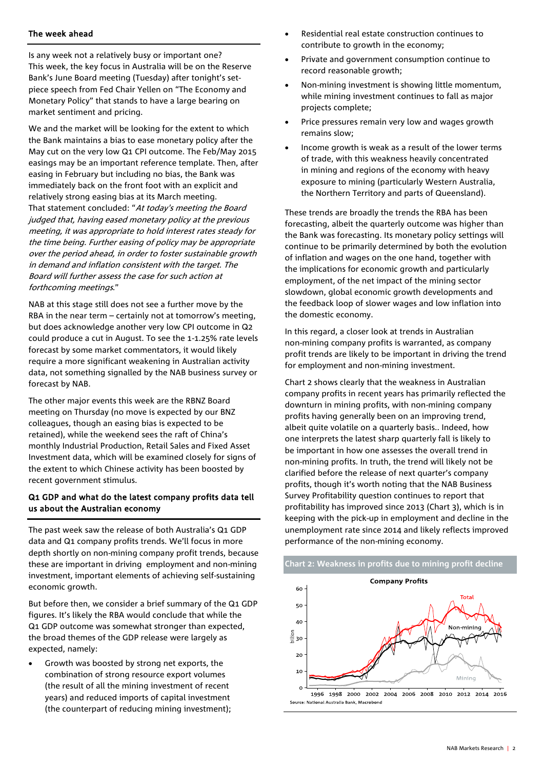## The week ahead

Is any week not a relatively busy or important one? This week, the key focus in Australia will be on the Reserve Bank's June Board meeting (Tuesday) after tonight's set-piece speech from Fed Chair Yellen on "The Economy and Monetary Policy" that stands to have a large bearing on market sentiment and pricing.

We and the market will be looking for the extent to which the Bank maintains a bias to ease monetary policy after the May cut on the very low Q1 CPI outcome. The Feb/May 2015 easings may be an important reference template. Then, after easing in February but including no bias, the Bank was immediately back on the front foot with an explicit and relatively strong easing bias at its March meeting. That statement concluded: "*At today's meeting the Board judged that, having eased monetary policy at the previous meeting, it was appropriate to hold interest rates steady for the time being. Further easing of policy may be appropriate over the period ahead, in order to foster sustainable growth in demand and inflation consistent with the target. The Board will further assess the case for such action at forthcoming meetings.*"

NAB at this stage still does not see a further move by the RBA in the near term – certainly not at tomorrow's meeting, but does acknowledge another very low CPI outcome in Q2 could produce a cut in August. To see the 1-1.25% rate levels forecast by some market commentators, it would likely require a more significant weakening in Australian activity data, not something signalled by the NAB business survey or forecast by NAB.

The other major events this week are the RBNZ Board meeting on Thursday (no move is expected by our BNZ colleagues, though an easing bias is expected to be retained), while the weekend sees the raft of China's monthly Industrial Production, Retail Sales and Fixed Asset Investment data, which will be examined closely for signs of the extent to which Chinese activity has been boosted by recent government stimulus.

## Q1 GDP and what do the latest company profits data tell us about the Australian economy

The past week saw the release of both Australia's Q1 GDP data and Q1 company profits trends. We'll focus in more depth shortly on non-mining company profit trends, because these are important in driving employment and non-mining investment, important elements of achieving self-sustaining economic growth.

But before then, we consider a brief summary of the Q1 GDP figures. It's likely the RBA would conclude that while the Q1 GDP outcome was somewhat stronger than expected, the broad themes of the GDP release were largely as expected, namely:

- Growth was boosted by strong net exports, the combination of strong resource export volumes (the result of all the mining investment of recent years) and reduced imports of capital investment (the counterpart of reducing mining investment);
- Residential real estate construction continues to contribute to growth in the economy;
- Private and government consumption continue to record reasonable growth;
- Non-mining investment is showing little momentum, while mining investment continues to fall as major projects complete;
- Price pressures remain very low and wages growth remains slow;
- Income growth is weak as a result of the lower terms of trade, with this weakness heavily concentrated in mining and regions of the economy with heavy exposure to mining (particularly Western Australia, the Northern Territory and parts of Queensland).

These trends are broadly the trends the RBA has been forecasting, albeit the quarterly outcome was higher than the Bank was forecasting. Its monetary policy settings will continue to be primarily determined by both the evolution of inflation and wages on the one hand, together with the implications for economic growth and particularly employment, of the net impact of the mining sector slowdown, global economic growth developments and the feedback loop of slower wages and low inflation into the domestic economy.

In this regard, a closer look at trends in Australian non-mining company profits is warranted, as company profit trends are likely to be important in driving the trend for employment and non-mining investment.

Chart 2 shows clearly that the weakness in Australian company profits in recent years has primarily reflected the downturn in mining profits, with non-mining company profits having generally been on an improving trend, albeit quite volatile on a quarterly basis.. Indeed, how one interprets the latest sharp quarterly fall is likely to be important in how one assesses the overall trend in non-mining profits. In truth, the trend will likely not be clarified before the release of next quarter's company profits, though it's worth noting that the NAB Business Survey Profitability question continues to report that profitability has improved since 2013 (Chart 3), which is in keeping with the pick-up in employment and decline in the unemployment rate since 2014 and likely reflects improved performance of the non-mining economy.

**Chart 2: Weakness in profits due to mining profit decline**

Company Profits

Source: National Australia Bank, Macrobond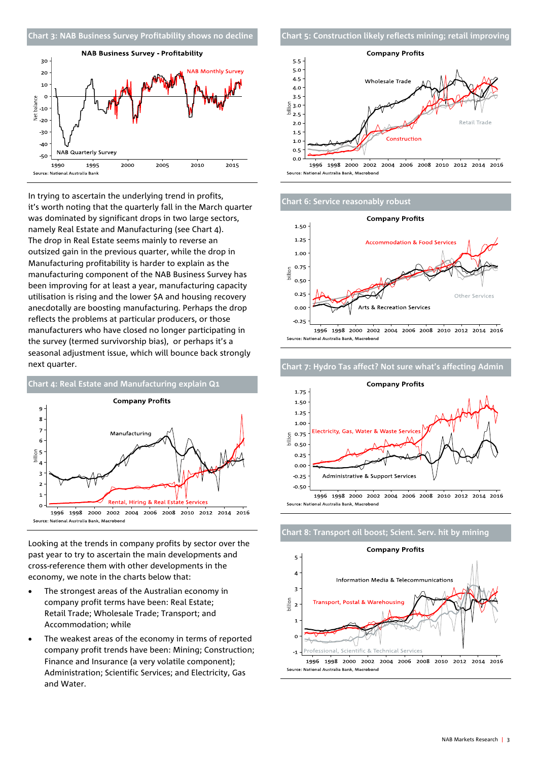## Chart 3: NAB Business Survey Profitability shows no decline

Source: National Australia Bank

In trying to ascertain the underlying trend in profits, it's worth noting that the quarterly fall in the March quarter was dominated by significant drops in two large sectors, namely Real Estate and Manufacturing (see Chart 4). The drop in Real Estate seems mainly to reverse an outsized gain in the previous quarter, while the drop in Manufacturing profitability is harder to explain as the manufacturing component of the NAB Business Survey has been improving for at least a year, manufacturing capacity utilisation is rising and the lower $A and housing recovery anecdotally are boosting manufacturing. Perhaps the drop reflects the problems at particular producers, or those manufacturers who have closed no longer participating in the survey (termed survivorship bias), or perhaps it's a seasonal adjustment issue, which will bounce back strongly next quarter.

## Chart 4: Real Estate and Manufacturing explain Q1

Source: National Australia Bank, Macrobond

Looking at the trends in company profits by sector over the past year to try to ascertain the main developments and cross-reference them with other developments in the economy, we note in the charts below that:

- The strongest areas of the Australian economy in company profit terms have been: Real Estate; Retail Trade; Wholesale Trade; Transport; and Accommodation; while
- The weakest areas of the economy in terms of reported company profit trends have been: Mining; Construction; Finance and Insurance (a very volatile component); Administration; Scientific Services; and Electricity, Gas and Water.

## Chart 5: Construction likely reflects mining; retail improving

Source: National Australia Bank, Macrobond

## Chart 6: Service reasonably robust

Source: National Australia Bank, Macrobond

## Chart 7: Hydro Tas affect? Not sure what's affecting Admin

Source: National Australia Bank, Macrobond

## Chart 8: Transport oil boost; Scient. Serv. hit by mining

Source: National Australia Bank, Macrobond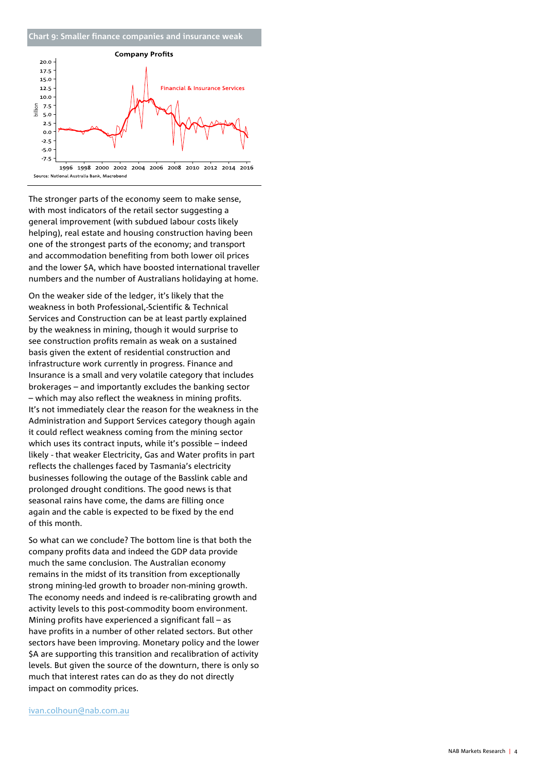**Chart 9: Smaller finance companies and insurance weak**

Source: National Australia Bank, Macrobond

The stronger parts of the economy seem to make sense, with most indicators of the retail sector suggesting a general improvement (with subdued labour costs likely helping), real estate and housing construction having been one of the strongest parts of the economy; and transport and accommodation benefiting from both lower oil prices and the lower $A, which have boosted international traveller numbers and the number of Australians holidaying at home.

On the weaker side of the ledger, it's likely that the weakness in both Professional,-Scientific & Technical Services and Construction can be at least partly explained by the weakness in mining, though it would surprise to see construction profits remain as weak on a sustained basis given the extent of residential construction and infrastructure work currently in progress. Finance and Insurance is a small and very volatile category that includes brokerages – and importantly excludes the banking sector – which may also reflect the weakness in mining profits. It's not immediately clear the reason for the weakness in the Administration and Support Services category though again it could reflect weakness coming from the mining sector which uses its contract inputs, while it's possible – indeed likely - that weaker Electricity, Gas and Water profits in part reflects the challenges faced by Tasmania's electricity businesses following the outage of the Basslink cable and prolonged drought conditions. The good news is that seasonal rains have come, the dams are filling once again and the cable is expected to be fixed by the end of this month.

So what can we conclude? The bottom line is that both the company profits data and indeed the GDP data provide much the same conclusion. The Australian economy remains in the midst of its transition from exceptionally strong mining-led growth to broader non-mining growth. The economy needs and indeed is re-calibrating growth and activity levels to this post-commodity boom environment. Mining profits have experienced a significant fall – as have profits in a number of other related sectors. But other sectors have been improving. Monetary policy and the lower $A are supporting this transition and recalibration of activity levels. But given the source of the downturn, there is only so much that interest rates can do as they do not directly impact on commodity prices.

ivan.colhoun@nab.com.au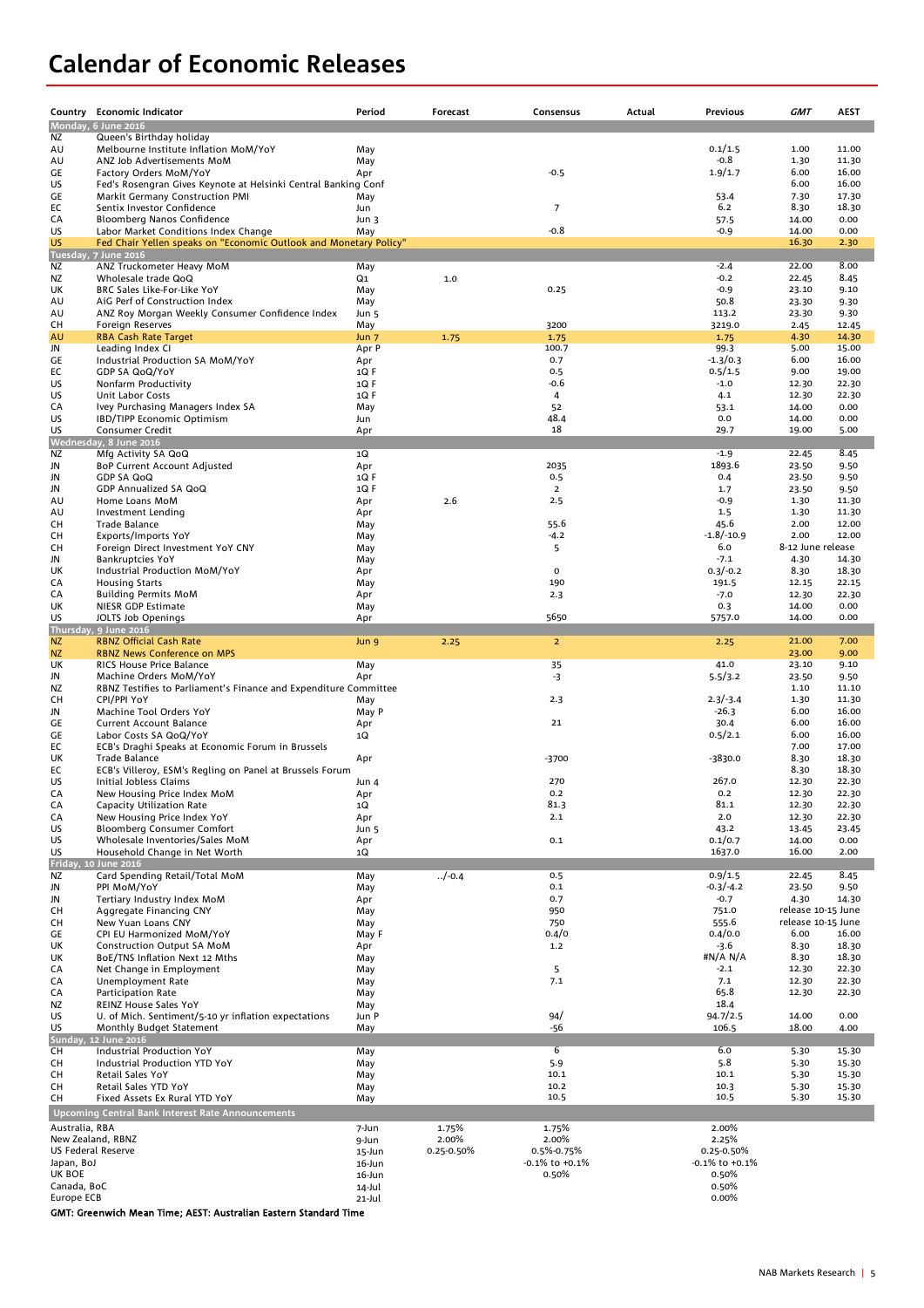# Calendar of Economic Releases

| Country | Economic Indicator | Period | Forecast | Consensus | Actual | Previous | GMT | AEST |
|---|---|---|---|---|---|---|---|---|
| **Monday, 6 June 2016** | | | | | | | | |
| NZ | Queen's Birthday holiday | | | | | | | |
| AU | Melbourne Institute Inflation MoM/YoY | May | | | | 0.1/1.5 | 1.00 | 11.00 |
| AU | ANZ Job Advertisements MoM | May | | | | -0.8 | 1.30 | 11.30 |
| GE | Factory Orders MoM/YoY | Apr | | -0.5 | | 1.9/1.7 | 6.00 | 16.00 |
| US | Fed's Rosengran Gives Keynote at Helsinki Central Banking Conf | | | | | | 6.00 | 16.00 |
| GE | Markit Germany Construction PMI | May | | | | 53.4 | 7.30 | 17.30 |
| EC | Sentix Investor Confidence | Jun | | 7 | | 6.2 | 8.30 | 18.30 |
| CA | Bloomberg Nanos Confidence | Jun 3 | | | | 57.5 | 14.00 | 0.00 |
| US | Labor Market Conditions Index Change | May | | -0.8 | | -0.9 | 14.00 | 0.00 |
| US | Fed Chair Yellen speaks on "Economic Outlook and Monetary Policy" | | | | | | 16.30 | 2.30 |
| **Tuesday, 7 June 2016** | | | | | | | | |
| NZ | ANZ Truckometer Heavy MoM | May | | | | -2.4 | 22.00 | 8.00 |
| NZ | Wholesale trade QoQ | Q1 | 1.0 | | | -0.2 | 22.45 | 8.45 |
| UK | BRC Sales Like-For-Like YoY | May | | 0.25 | | -0.9 | 23.10 | 9.10 |
| AU | AiG Perf of Construction Index | May | | | | 50.8 | 23.30 | 9.30 |
| AU | ANZ Roy Morgan Weekly Consumer Confidence Index | Jun 5 | | | | 113.2 | 23.30 | 9.30 |
| CH | Foreign Reserves | May | | 3200 | | 3219.0 | 2.45 | 12.45 |
| AU | RBA Cash Rate Target | Jun 7 | 1.75 | 1.75 | | 1.75 | 4.30 | 14.30 |
| JN | Leading Index CI | Apr P | | 100.7 | | 99.3 | 5.00 | 15.00 |
| GE | Industrial Production SA MoM/YoY | Apr | | 0.7 | | -1.3/0.3 | 6.00 | 16.00 |
| EC | GDP SA QoQ/YoY | 1Q F | | 0.5 | | 0.5/1.5 | 9.00 | 19.00 |
| US | Nonfarm Productivity | 1Q F | | -0.6 | | -1.0 | 12.30 | 22.30 |
| US | Unit Labor Costs | 1Q F | | 4 | | 4.1 | 12.30 | 22.30 |
| CA | Ivey Purchasing Managers Index SA | May | | 52 | | 53.1 | 14.00 | 0.00 |
| US | IBD/TIPP Economic Optimism | Jun | | 48.4 | | 0.0 | 14.00 | 0.00 |
| US | Consumer Credit | Apr | | 18 | | 29.7 | 19.00 | 5.00 |
| **Wednesday, 8 June 2016** | | | | | | | | |
| NZ | Mfg Activity SA QoQ | 1Q | | | | -1.9 | 22.45 | 8.45 |
| JN | BoP Current Account Adjusted | Apr | | 2035 | | 1893.6 | 23.50 | 9.50 |
| JN | GDP SA QoQ | 1Q F | | 0.5 | | 0.4 | 23.50 | 9.50 |
| JN | GDP Annualized SA QoQ | 1Q F | | 2 | | 1.7 | 23.50 | 9.50 |
| AU | Home Loans MoM | Apr | 2.6 | 2.5 | | -0.9 | 1.30 | 11.30 |
| AU | Investment Lending | Apr | | | | 1.5 | 1.30 | 11.30 |
| CH | Trade Balance | May | | 55.6 | | 45.6 | 2.00 | 12.00 |
| CH | Exports/Imports YoY | May | | -4.2 | | -1.8/-10.9 | 2.00 | 12.00 |
| CH | Foreign Direct Investment YoY CNY | May | | 5 | | 6.0 | 8-12 June release | |
| JN | Bankruptcies YoY | May | | | | -7.1 | 4.30 | 14.30 |
| UK | Industrial Production MoM/YoY | Apr | | 0 | | 0.3/-0.2 | 8.30 | 18.30 |
| CA | Housing Starts | May | | 190 | | 191.5 | 12.15 | 22.15 |
| CA | Building Permits MoM | Apr | | 2.3 | | -7.0 | 12.30 | 22.30 |
| UK | NIESR GDP Estimate | May | | | | 0.3 | 14.00 | 0.00 |
| US | JOLTS Job Openings | Apr | | 5650 | | 5757.0 | 14.00 | 0.00 |
| **Thursday, 9 June 2016** | | | | | | | | |
| NZ | RBNZ Official Cash Rate | Jun 9 | 2.25 | 2 | | 2.25 | 21.00 | 7.00 |
| NZ | RBNZ News Conference on MPS | | | | | | 23.00 | 9.00 |
| UK | RICS House Price Balance | May | | 35 | | 41.0 | 23.10 | 9.10 |
| JN | Machine Orders MoM/YoY | Apr | | -3 | | 5.5/3.2 | 23.50 | 9.50 |
| NZ | RBNZ Testifies to Parliament's Finance and Expenditure Committee | | | | | | 1.10 | 11.10 |
| CH | CPI/PPI YoY | May | | 2.3 | | 2.3/-3.4 | 1.30 | 11.30 |
| JN | Machine Tool Orders YoY | May P | | | | -26.3 | 6.00 | 16.00 |
| GE | Current Account Balance | Apr | | 21 | | 30.4 | 6.00 | 16.00 |
| GE | Labor Costs SA QoQ/YoY | 1Q | | | | 0.5/2.1 | 6.00 | 16.00 |
| EC | ECB's Draghi Speaks at Economic Forum in Brussels | | | | | | 7.00 | 17.00 |
| UK | Trade Balance | Apr | | -3700 | | -3830.0 | 8.30 | 18.30 |
| EC | ECB's Villeroy, ESM's Regling on Panel at Brussels Forum | | | | | | 8.30 | 18.30 |
| US | Initial Jobless Claims | Jun 4 | | 270 | | 267.0 | 12.30 | 22.30 |
| CA | New Housing Price Index MoM | Apr | | 0.2 | | 0.2 | 12.30 | 22.30 |
| CA | Capacity Utilization Rate | 1Q | | 81.3 | | 81.1 | 12.30 | 22.30 |
| CA | New Housing Price Index YoY | Apr | | 2.1 | | 2.0 | 12.30 | 22.30 |
| US | Bloomberg Consumer Comfort | Jun 5 | | | | 43.2 | 13.45 | 23.45 |
| US | Wholesale Inventories/Sales MoM | Apr | | 0.1 | | 0.1/0.7 | 14.00 | 0.00 |
| US | Household Change in Net Worth | 1Q | | | | 1637.0 | 16.00 | 2.00 |
| **Friday, 10 June 2016** | | | | | | | | |
| NZ | Card Spending Retail/Total MoM | May | ../-0.4 | 0.5 | | 0.9/1.5 | 22.45 | 8.45 |
| JN | PPI MoM/YoY | May | | 0.1 | | -0.3/-4.2 | 23.50 | 9.50 |
| JN | Tertiary Industry Index MoM | Apr | | 0.7 | | -0.7 | 4.30 | 14.30 |
| CH | Aggregate Financing CNY | May | | 950 | | 751.0 | release 10-15 June | |
| CH | New Yuan Loans CNY | May | | 750 | | 555.6 | release 10-15 June | |
| GE | CPI EU Harmonized MoM/YoY | May F | | 0.4/0 | | 0.4/0.0 | 6.00 | 16.00 |
| UK | Construction Output SA MoM | Apr | | 1.2 | | -3.6 | 8.30 | 18.30 |
| UK | BoE/TNS Inflation Next 12 Mths | May | | | | #N/A N/A | 8.30 | 18.30 |
| CA | Net Change in Employment | May | | 5 | | -2.1 | 12.30 | 22.30 |
| CA | Unemployment Rate | May | | 7.1 | | 7.1 | 12.30 | 22.30 |
| CA | Participation Rate | May | | | | 65.8 | 12.30 | 22.30 |
| NZ | REINZ House Sales YoY | May | | | | 18.4 | | |
| US | U. of Mich. Sentiment/5-10 yr inflation expectations | Jun P | | 94/ | | 94.7/2.5 | 14.00 | 0.00 |
| US | Monthly Budget Statement | May | | -56 | | 106.5 | 18.00 | 4.00 |
| **Sunday, 12 June 2016** | | | | | | | | |
| CH | Industrial Production YoY | May | | 6 | | 6.0 | 5.30 | 15.30 |
| CH | Industrial Production YTD YoY | May | | 5.9 | | 5.8 | 5.30 | 15.30 |
| CH | Retail Sales YoY | May | | 10.1 | | 10.1 | 5.30 | 15.30 |
| CH | Retail Sales YTD YoY | May | | 10.2 | | 10.3 | 5.30 | 15.30 |
| CH | Fixed Assets Ex Rural YTD YoY | May | | 10.5 | | 10.5 | 5.30 | 15.30 |

**Upcoming Central Bank Interest Rate Announcements**

| Central Bank | Date | Forecast | Consensus | Previous |
|---|---|---|---|---|
| Australia, RBA | 7-Jun | 1.75% | 1.75% | 2.00% |
| New Zealand, RBNZ | 9-Jun | 2.00% | 2.00% | 2.25% |
| US Federal Reserve | 15-Jun | 0.25-0.50% | 0.5%-0.75% | 0.25-0.50% |
| Japan, BoJ | 16-Jun | | -0.1% to +0.1% | -0.1% to +0.1% |
| UK BOE | 16-Jun | | 0.50% | 0.50% |
| Canada, BoC | 14-Jul | | | 0.50% |
| Europe ECB | 21-Jul | | | 0.00% |

**GMT: Greenwich Mean Time; AEST: Australian Eastern Standard Time**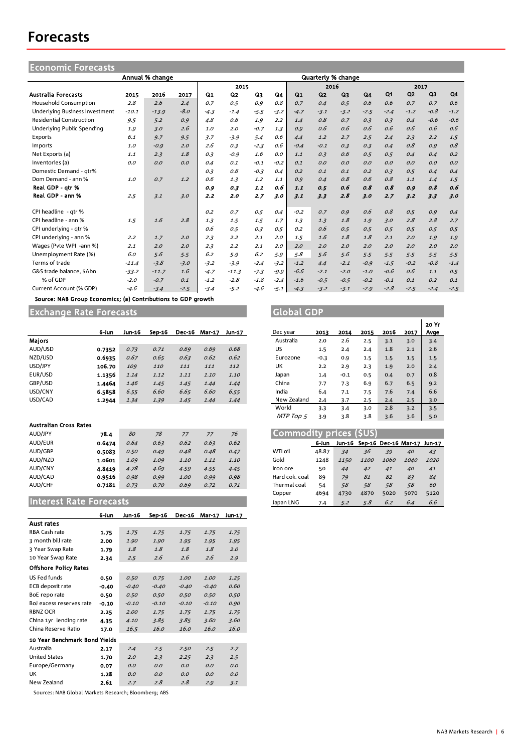# Forecasts

## Economic Forecasts

| | Annual % change | | | Quarterly % change | | | | | | | | | | | |
|---|---|---|---|---|---|---|---|---|---|---|---|---|---|---|---|
| | | | | 2015 | | | | 2016 | | | | 2017 | | | |
| **Australia Forecasts** | **2015** | **2016** | **2017** | **Q1** | **Q2** | **Q3** | **Q4** | **Q1** | **Q2** | **Q3** | **Q4** | **Q1** | **Q2** | **Q3** | **Q4** |
| Household Consumption | 2.8 | 2.6 | 2.4 | 0.7 | 0.5 | 0.9 | 0.8 | 0.7 | 0.4 | 0.5 | 0.6 | 0.6 | 0.7 | 0.7 | 0.6 |
| Underlying Business Investment | -10.1 | -13.9 | -8.0 | -4.3 | -1.4 | -5.5 | -3.2 | -4.7 | -3.1 | -3.2 | -2.5 | -2.4 | -1.2 | -0.8 | -1.2 |
| Residential Construction | 9.5 | 5.2 | 0.9 | 4.8 | 0.6 | 1.9 | 2.2 | 1.4 | 0.8 | 0.7 | 0.3 | 0.3 | 0.4 | -0.6 | -0.6 |
| Underlying Public Spending | 1.9 | 3.0 | 2.6 | 1.0 | 2.0 | -0.7 | 1.3 | 0.9 | 0.6 | 0.6 | 0.6 | 0.6 | 0.6 | 0.6 | 0.6 |
| Exports | 6.1 | 9.7 | 9.5 | 3.7 | -3.9 | 5.4 | 0.6 | 4.4 | 1.2 | 2.7 | 2.5 | 2.4 | 2.3 | 2.2 | 1.5 |
| Imports | 1.0 | -0.9 | 2.0 | 2.6 | 0.3 | -2.3 | 0.6 | -0.4 | -0.1 | 0.3 | 0.3 | 0.4 | 0.8 | 0.9 | 0.8 |
| Net Exports (a) | 1.1 | 2.3 | 1.8 | 0.3 | -0.9 | 1.6 | 0.0 | 1.1 | 0.3 | 0.6 | 0.5 | 0.5 | 0.4 | 0.4 | 0.2 |
| Inventories (a) | 0.0 | 0.0 | 0.0 | 0.4 | 0.1 | -0.1 | -0.2 | 0.1 | 0.0 | 0.0 | 0.0 | 0.0 | 0.0 | 0.0 | 0.0 |
| Domestic Demand - qtr% | | | | 0.3 | 0.6 | -0.3 | 0.4 | 0.2 | 0.1 | 0.1 | 0.2 | 0.3 | 0.5 | 0.4 | 0.4 |
| Dom Demand - ann % | 1.0 | 0.7 | 1.2 | 0.6 | 1.3 | 1.2 | 1.1 | 0.9 | 0.4 | 0.8 | 0.6 | 0.8 | 1.1 | 1.4 | 1.5 |
| **Real GDP - qtr %** | | | | **0.9** | **0.3** | **1.1** | **0.6** | **1.1** | **0.5** | **0.6** | **0.8** | **0.8** | **0.9** | **0.8** | **0.6** |
| **Real GDP - ann %** | 2.5 | 3.1 | 3.0 | **2.2** | **2.0** | **2.7** | **3.0** | **3.1** | **3.3** | **2.8** | **3.0** | **2.7** | **3.2** | **3.3** | **3.0** |
| CPI headline - qtr % | | | | 0.2 | 0.7 | 0.5 | 0.4 | -0.2 | 0.7 | 0.9 | 0.6 | 0.8 | 0.5 | 0.9 | 0.4 |
| CPI headline - ann % | 1.5 | 1.6 | 2.8 | 1.3 | 1.5 | 1.5 | 1.7 | 1.3 | 1.3 | 1.8 | 1.9 | 3.0 | 2.8 | 2.8 | 2.7 |
| CPI underlying - qtr % | | | | 0.6 | 0.5 | 0.3 | 0.5 | 0.2 | 0.6 | 0.5 | 0.5 | 0.5 | 0.5 | 0.5 | 0.5 |
| CPI underlying - ann % | 2.2 | 1.7 | 2.0 | 2.3 | 2.2 | 2.1 | 2.0 | 1.5 | 1.6 | 1.8 | 1.8 | 2.1 | 2.0 | 1.9 | 1.9 |
| Wages (Pvte WPI -ann %) | 2.1 | 2.0 | 2.0 | 2.3 | 2.2 | 2.1 | 2.0 | 2.0 | 2.0 | 2.0 | 2.0 | 2.0 | 2.0 | 2.0 | 2.0 |
| Unemployment Rate (%) | 6.0 | 5.6 | 5.5 | 6.2 | 5.9 | 6.2 | 5.9 | 5.8 | 5.6 | 5.6 | 5.5 | 5.5 | 5.5 | 5.5 | 5.5 |
| Terms of trade | -11.4 | -3.8 | -3.0 | -3.2 | -3.9 | -2.4 | -3.2 | -1.2 | 4.4 | -2.1 | -0.9 | -1.5 | -0.2 | -0.8 | -1.4 |
| G&S trade balance, $Abn | -33.2 | -11.7 | 1.6 | -4.7 | -11.3 | -7.3 | -9.9 | -6.6 | -2.1 | -2.0 | -1.0 | -0.6 | 0.6 | 1.1 | 0.5 |
| % of GDP | -2.0 | -0.7 | 0.1 | -1.2 | -2.8 | -1.8 | -2.4 | -1.6 | -0.5 | -0.5 | -0.2 | -0.1 | 0.1 | 0.2 | 0.1 |
| Current Account (% GDP) | -4.6 | -3.4 | -2.5 | -3.4 | -5.2 | -4.6 | -5.1 | -4.3 | -3.2 | -3.1 | -2.9 | -2.8 | -2.5 | -2.4 | -2.5 |

Source: NAB Group Economics; (a) Contributions to GDP growth

## Exchange Rate Forecasts

| | 6-Jun | Jun-16 | Sep-16 | Dec-16 | Mar-17 | Jun-17 |
|---|---|---|---|---|---|---|
| **Majors** | | | | | | |
| AUD/USD | **0.7352** | 0.73 | 0.71 | 0.69 | 0.69 | 0.68 |
| NZD/USD | **0.6935** | 0.67 | 0.65 | 0.63 | 0.62 | 0.62 |
| USD/JPY | **106.70** | 109 | 110 | 111 | 111 | 112 |
| EUR/USD | **1.1356** | 1.14 | 1.12 | 1.11 | 1.10 | 1.10 |
| GBP/USD | **1.4464** | 1.46 | 1.45 | 1.45 | 1.44 | 1.44 |
| USD/CNY | **6.5858** | 6.55 | 6.60 | 6.65 | 6.60 | 6.55 |
| USD/CAD | **1.2944** | 1.34 | 1.39 | 1.45 | 1.44 | 1.44 |
| **Australian Cross Rates** | | | | | | |
| AUD/JPY | **78.4** | 80 | 78 | 77 | 77 | 76 |
| AUD/EUR | **0.6474** | 0.64 | 0.63 | 0.62 | 0.63 | 0.62 |
| AUD/GBP | **0.5083** | 0.50 | 0.49 | 0.48 | 0.48 | 0.47 |
| AUD/NZD | **1.0601** | 1.09 | 1.09 | 1.10 | 1.11 | 1.10 |
| AUD/CNY | **4.8419** | 4.78 | 4.69 | 4.59 | 4.55 | 4.45 |
| AUD/CAD | **0.9516** | 0.98 | 0.99 | 1.00 | 0.99 | 0.98 |
| AUD/CHF | **0.7181** | 0.73 | 0.70 | 0.69 | 0.72 | 0.71 |

## Interest Rate Forecasts

| | 6-Jun | Jun-16 | Sep-16 | Dec-16 | Mar-17 | Jun-17 |
|---|---|---|---|---|---|---|
| **Aust rates** | | | | | | |
| RBA Cash rate | **1.75** | 1.75 | 1.75 | 1.75 | 1.75 | 1.75 |
| 3 month bill rate | **2.00** | 1.90 | 1.90 | 1.95 | 1.95 | 1.95 |
| 3 Year Swap Rate | **1.79** | 1.8 | 1.8 | 1.8 | 1.8 | 2.0 |
| 10 Year Swap Rate | **2.34** | 2.5 | 2.6 | 2.6 | 2.6 | 2.9 |
| **Offshore Policy Rates** | | | | | | |
| US Fed funds | **0.50** | 0.50 | 0.75 | 1.00 | 1.00 | 1.25 |
| ECB deposit rate | **-0.40** | -0.40 | -0.40 | -0.40 | -0.40 | 0.60 |
| BoE repo rate | **0.50** | 0.50 | 0.50 | 0.50 | 0.50 | 0.50 |
| BoJ excess reserves rate | **-0.10** | -0.10 | -0.10 | -0.10 | -0.10 | 0.90 |
| RBNZ OCR | **2.25** | 2.00 | 1.75 | 1.75 | 1.75 | 1.75 |
| China 1yr lending rate | **4.35** | 4.10 | 3.85 | 3.85 | 3.60 | 3.60 |
| China Reserve Ratio | **17.0** | 16.5 | 16.0 | 16.0 | 16.0 | 16.0 |
| **10 Year Benchmark Bond Yields** | | | | | | |
| Australia | **2.17** | 2.4 | 2.5 | 2.50 | 2.5 | 2.7 |
| United States | **1.70** | 2.0 | 2.3 | 2.25 | 2.3 | 2.5 |
| Europe/Germany | **0.07** | 0.0 | 0.0 | 0.0 | 0.0 | 0.0 |
| UK | **1.28** | 0.0 | 0.0 | 0.0 | 0.0 | 0.0 |
| New Zealand | **2.61** | 2.7 | 2.8 | 2.8 | 2.9 | 3.1 |

Sources: NAB Global Markets Research; Bloomberg; ABS

## Global GDP

| Dec year | 2013 | 2014 | 2015 | 2016 | 2017 | 20 Yr Avge |
|---|---|---|---|---|---|---|
| Australia | 2.0 | 2.6 | 2.5 | 3.1 | 3.0 | 3.4 |
| US | 1.5 | 2.4 | 2.4 | 1.8 | 2.1 | 2.6 |
| Eurozone | -0.3 | 0.9 | 1.5 | 1.5 | 1.5 | 1.5 |
| UK | 2.2 | 2.9 | 2.3 | 1.9 | 2.0 | 2.4 |
| Japan | 1.4 | -0.1 | 0.5 | 0.4 | 0.7 | 0.8 |
| China | 7.7 | 7.3 | 6.9 | 6.7 | 6.5 | 9.2 |
| India | 6.4 | 7.1 | 7.5 | 7.6 | 7.4 | 6.6 |
| New Zealand | 2.4 | 3.7 | 2.5 | 2.4 | 2.5 | 3.0 |
| World | 3.3 | 3.4 | 3.0 | 2.8 | 3.2 | 3.5 |
| *MTP Top 5* | 3.9 | 3.8 | 3.8 | 3.6 | 3.6 | 5.0 |

## Commodity prices ($US)

| | 6-Jun | Jun-16 | Sep-16 | Dec-16 | Mar-17 | Jun-17 |
|---|---|---|---|---|---|---|
| WTI oil | 48.87 | 34 | 36 | 39 | 40 | 43 |
| Gold | 1248 | 1150 | 1100 | 1060 | 1040 | 1020 |
| Iron ore | 50 | 44 | 42 | 41 | 40 | 41 |
| Hard cok. coal | 89 | 79 | 81 | 82 | 83 | 84 |
| Thermal coal | 54 | 58 | 58 | 58 | 58 | 60 |
| Copper | 4694 | 4730 | 4870 | 5020 | 5070 | 5120 |
| Japan LNG | 7.4 | 5.2 | 5.8 | 6.2 | 6.4 | 6.6 |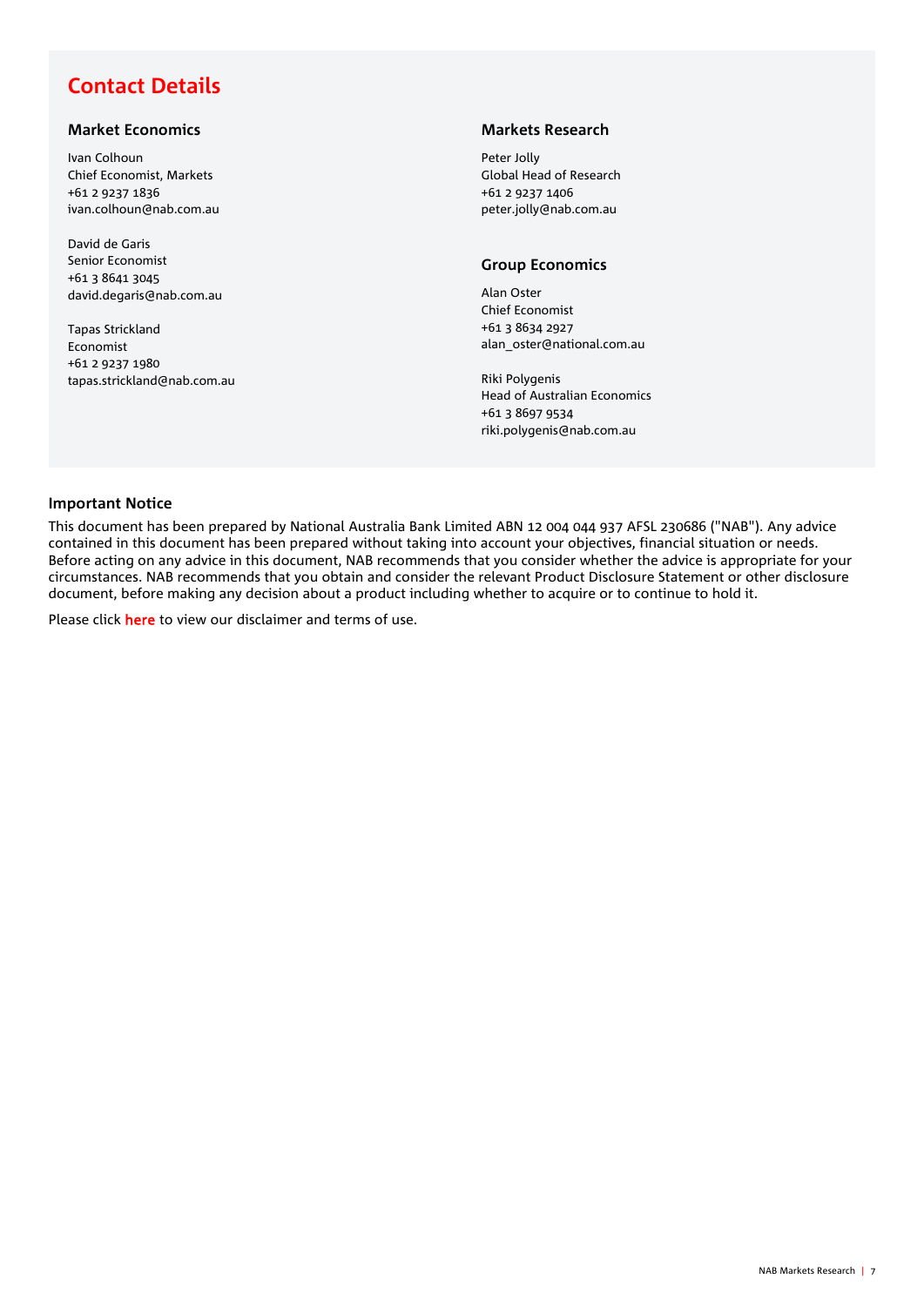# Contact Details

## Market Economics

Ivan Colhoun
Chief Economist, Markets
+61 2 9237 1836
ivan.colhoun@nab.com.au

David de Garis
Senior Economist
+61 3 8641 3045
david.degaris@nab.com.au

Tapas Strickland
Economist
+61 2 9237 1980
tapas.strickland@nab.com.au

## Markets Research

Peter Jolly
Global Head of Research
+61 2 9237 1406
peter.jolly@nab.com.au

## Group Economics

Alan Oster
Chief Economist
+61 3 8634 2927
alan_oster@national.com.au

Riki Polygenis
Head of Australian Economics
+61 3 8697 9534
riki.polygenis@nab.com.au

### Important Notice

This document has been prepared by National Australia Bank Limited ABN 12 004 044 937 AFSL 230686 ("NAB"). Any advice contained in this document has been prepared without taking into account your objectives, financial situation or needs. Before acting on any advice in this document, NAB recommends that you consider whether the advice is appropriate for your circumstances. NAB recommends that you obtain and consider the relevant Product Disclosure Statement or other disclosure document, before making any decision about a product including whether to acquire or to continue to hold it.

Please click **here** to view our disclaimer and terms of use.